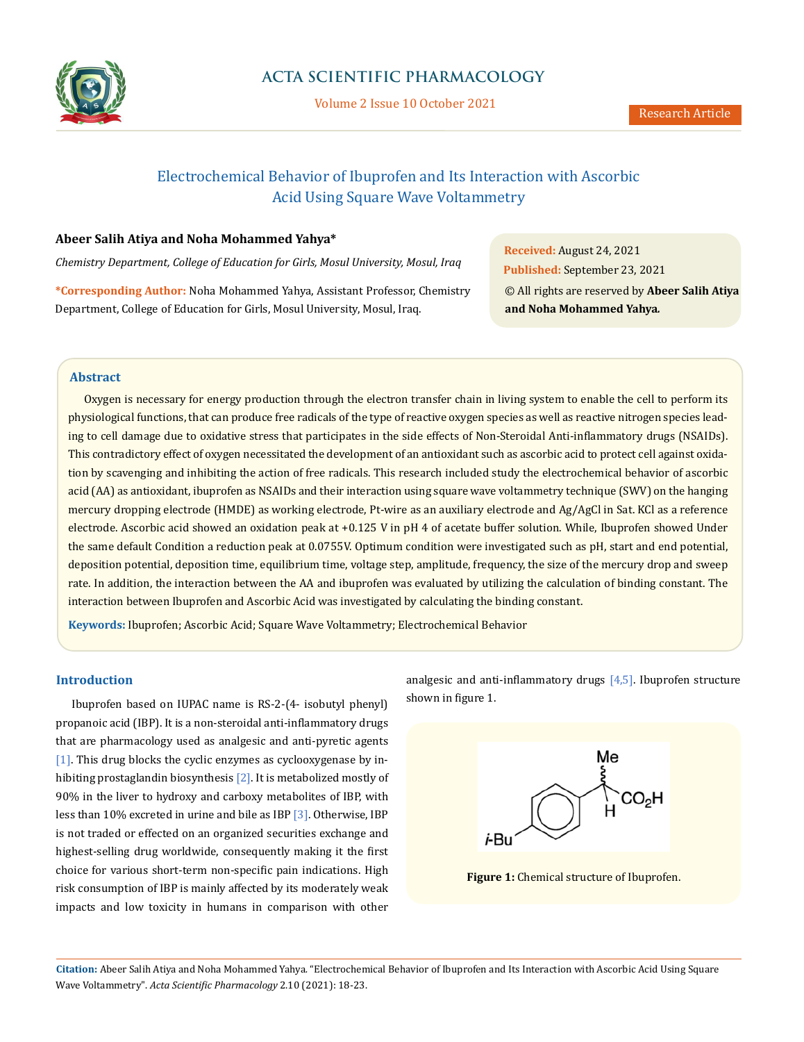# Electrochemical Behavior of Ibuprofen and Its Interaction with Ascorbic Acid Using Square Wave Voltammetry

**Abeer Salih Atiya and Noha Mohammed Yahya***

*Chemistry Department, College of Education for Girls, Mosul University, Mosul, Iraq*

**\*Corresponding Author:** Noha Mohammed Yahya, Assistant Professor, Chemistry Department, College of Education for Girls, Mosul University, Mosul, Iraq.

**Received:** August 24, 2021
**Published:** September 23, 2021
© All rights are reserved by **Abeer Salih Atiya and Noha Mohammed Yahya.**

## Abstract

Oxygen is necessary for energy production through the electron transfer chain in living system to enable the cell to perform its physiological functions, that can produce free radicals of the type of reactive oxygen species as well as reactive nitrogen species leading to cell damage due to oxidative stress that participates in the side effects of Non-Steroidal Anti-inflammatory drugs (NSAIDs). This contradictory effect of oxygen necessitated the development of an antioxidant such as ascorbic acid to protect cell against oxidation by scavenging and inhibiting the action of free radicals. This research included study the electrochemical behavior of ascorbic acid (AA) as antioxidant, ibuprofen as NSAIDs and their interaction using square wave voltammetry technique (SWV) on the hanging mercury dropping electrode (HMDE) as working electrode, Pt-wire as an auxiliary electrode and Ag/AgCl in Sat. KCl as a reference electrode. Ascorbic acid showed an oxidation peak at +0.125 V in pH 4 of acetate buffer solution. While, Ibuprofen showed Under the same default Condition a reduction peak at 0.0755V. Optimum condition were investigated such as pH, start and end potential, deposition potential, deposition time, equilibrium time, voltage step, amplitude, frequency, the size of the mercury drop and sweep rate. In addition, the interaction between the AA and ibuprofen was evaluated by utilizing the calculation of binding constant. The interaction between Ibuprofen and Ascorbic Acid was investigated by calculating the binding constant.

**Keywords:** Ibuprofen; Ascorbic Acid; Square Wave Voltammetry; Electrochemical Behavior

## Introduction

Ibuprofen based on IUPAC name is RS-2-(4- isobutyl phenyl) propanoic acid (IBP). It is a non-steroidal anti-inflammatory drugs that are pharmacology used as analgesic and anti-pyretic agents [1]. This drug blocks the cyclic enzymes as cyclooxygenase by inhibiting prostaglandin biosynthesis [2]. It is metabolized mostly of 90% in the liver to hydroxy and carboxy metabolites of IBP, with less than 10% excreted in urine and bile as IBP [3]. Otherwise, IBP is not traded or effected on an organized securities exchange and highest-selling drug worldwide, consequently making it the first choice for various short-term non-specific pain indications. High risk consumption of IBP is mainly affected by its moderately weak impacts and low toxicity in humans in comparison with other analgesic and anti-inflammatory drugs [4,5]. Ibuprofen structure shown in figure 1.

**Figure 1:** Chemical structure of Ibuprofen.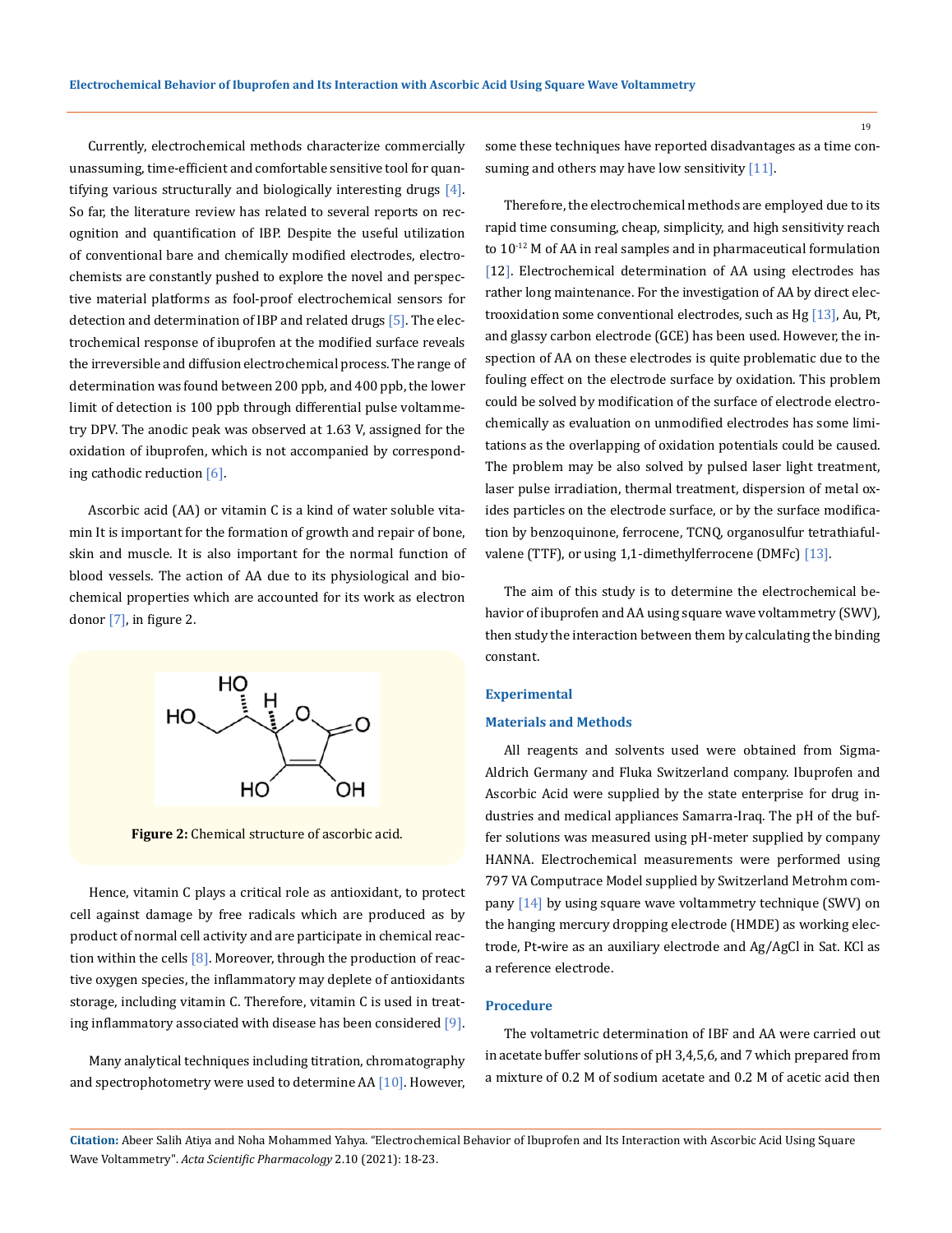Currently, electrochemical methods characterize commercially unassuming, time-efficient and comfortable sensitive tool for quantifying various structurally and biologically interesting drugs [4]. So far, the literature review has related to several reports on recognition and quantification of IBP. Despite the useful utilization of conventional bare and chemically modified electrodes, electrochemists are constantly pushed to explore the novel and perspective material platforms as fool-proof electrochemical sensors for detection and determination of IBP and related drugs [5]. The electrochemical response of ibuprofen at the modified surface reveals the irreversible and diffusion electrochemical process. The range of determination was found between 200 ppb, and 400 ppb, the lower limit of detection is 100 ppb through differential pulse voltammetry DPV. The anodic peak was observed at 1.63 V, assigned for the oxidation of ibuprofen, which is not accompanied by corresponding cathodic reduction [6].

Ascorbic acid (AA) or vitamin C is a kind of water soluble vitamin It is important for the formation of growth and repair of bone, skin and muscle. It is also important for the normal function of blood vessels. The action of AA due to its physiological and biochemical properties which are accounted for its work as electron donor [7], in figure 2.

**Figure 2:** Chemical structure of ascorbic acid.

Hence, vitamin C plays a critical role as antioxidant, to protect cell against damage by free radicals which are produced as by product of normal cell activity and are participate in chemical reaction within the cells [8]. Moreover, through the production of reactive oxygen species, the inflammatory may deplete of antioxidants storage, including vitamin C. Therefore, vitamin C is used in treating inflammatory associated with disease has been considered [9].

Many analytical techniques including titration, chromatography and spectrophotometry were used to determine AA [10]. However, some these techniques have reported disadvantages as a time consuming and others may have low sensitivity [11].

Therefore, the electrochemical methods are employed due to its rapid time consuming, cheap, simplicity, and high sensitivity reach to $10^{-12}$ M of AA in real samples and in pharmaceutical formulation [12]. Electrochemical determination of AA using electrodes has rather long maintenance. For the investigation of AA by direct electrooxidation some conventional electrodes, such as Hg [13], Au, Pt, and glassy carbon electrode (GCE) has been used. However, the inspection of AA on these electrodes is quite problematic due to the fouling effect on the electrode surface by oxidation. This problem could be solved by modification of the surface of electrode electrochemically as evaluation on unmodified electrodes has some limitations as the overlapping of oxidation potentials could be caused. The problem may be also solved by pulsed laser light treatment, laser pulse irradiation, thermal treatment, dispersion of metal oxides particles on the electrode surface, or by the surface modification by benzoquinone, ferrocene, TCNQ, organosulfur tetrathiafulvalene (TTF), or using 1,1-dimethylferrocene (DMFc) [13].

The aim of this study is to determine the electrochemical behavior of ibuprofen and AA using square wave voltammetry (SWV), then study the interaction between them by calculating the binding constant.

## Experimental

### Materials and Methods

All reagents and solvents used were obtained from Sigma-Aldrich Germany and Fluka Switzerland company. Ibuprofen and Ascorbic Acid were supplied by the state enterprise for drug industries and medical appliances Samarra-Iraq. The pH of the buffer solutions was measured using pH-meter supplied by company HANNA. Electrochemical measurements were performed using 797 VA Computrace Model supplied by Switzerland Metrohm company [14] by using square wave voltammetry technique (SWV) on the hanging mercury dropping electrode (HMDE) as working electrode, Pt-wire as an auxiliary electrode and Ag/AgCl in Sat. KCl as a reference electrode.

### Procedure

The voltametric determination of IBF and AA were carried out in acetate buffer solutions of pH 3,4,5,6, and 7 which prepared from a mixture of 0.2 M of sodium acetate and 0.2 M of acetic acid then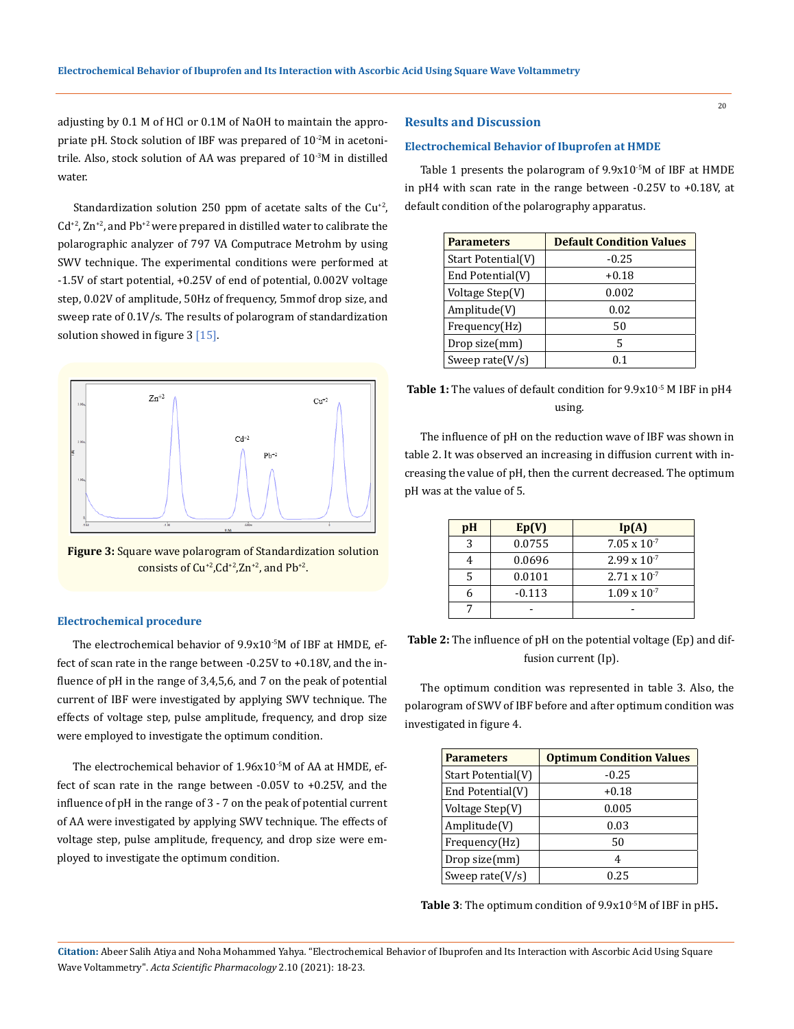adjusting by 0.1 M of HCl or 0.1M of NaOH to maintain the appropriate pH. Stock solution of IBF was prepared of $10^{-2}$M in acetonitrile. Also, stock solution of AA was prepared of $10^{-3}$M in distilled water.

Standardization solution 250 ppm of acetate salts of the $Cu^{+2}$, $Cd^{+2}$, $Zn^{+2}$, and $Pb^{+2}$ were prepared in distilled water to calibrate the polarographic analyzer of 797 VA Computrace Metrohm by using SWV technique. The experimental conditions were performed at -1.5V of start potential, +0.25V of end of potential, 0.002V voltage step, 0.02V of amplitude, 50Hz of frequency, 5mmof drop size, and sweep rate of 0.1V/s. The results of polarogram of standardization solution showed in figure 3 [15].

**Figure 3:** Square wave polarogram of Standardization solution consists of $Cu^{+2}$,$Cd^{+2}$,$Zn^{+2}$, and $Pb^{+2}$.

### Electrochemical procedure

The electrochemical behavior of $9.9\text{x}10^{-5}$M of IBF at HMDE, effect of scan rate in the range between -0.25V to +0.18V, and the influence of pH in the range of 3,4,5,6, and 7 on the peak of potential current of IBF were investigated by applying SWV technique. The effects of voltage step, pulse amplitude, frequency, and drop size were employed to investigate the optimum condition.

The electrochemical behavior of $1.96\text{x}10^{-5}$M of AA at HMDE, effect of scan rate in the range between -0.05V to +0.25V, and the influence of pH in the range of 3 - 7 on the peak of potential current of AA were investigated by applying SWV technique. The effects of voltage step, pulse amplitude, frequency, and drop size were employed to investigate the optimum condition.

## Results and Discussion

### Electrochemical Behavior of Ibuprofen at HMDE

Table 1 presents the polarogram of $9.9\text{x}10^{-5}$M of IBF at HMDE in pH4 with scan rate in the range between -0.25V to +0.18V, at default condition of the polarography apparatus.

| Parameters | Default Condition Values |
|---|---|
| Start Potential(V) | -0.25 |
| End Potential(V) | +0.18 |
| Voltage Step(V) | 0.002 |
| Amplitude(V) | 0.02 |
| Frequency(Hz) | 50 |
| Drop size(mm) | 5 |
| Sweep rate(V/s) | 0.1 |

**Table 1:** The values of default condition for $9.9\text{x}10^{-5}$ M IBF in pH4 using.

The influence of pH on the reduction wave of IBF was shown in table 2. It was observed an increasing in diffusion current with increasing the value of pH, then the current decreased. The optimum pH was at the value of 5.

| pH | Ep(V) | Ip(A) |
|---|---|---|
| 3 | 0.0755 | $7.05 \times 10^{-7}$ |
| 4 | 0.0696 | $2.99 \times 10^{-7}$ |
| 5 | 0.0101 | $2.71 \times 10^{-7}$ |
| 6 | -0.113 | $1.09 \times 10^{-7}$ |
| 7 | - | - |

**Table 2:** The influence of pH on the potential voltage (Ep) and diffusion current (Ip).

The optimum condition was represented in table 3. Also, the polarogram of SWV of IBF before and after optimum condition was investigated in figure 4.

| Parameters | Optimum Condition Values |
|---|---|
| Start Potential(V) | -0.25 |
| End Potential(V) | +0.18 |
| Voltage Step(V) | 0.005 |
| Amplitude(V) | 0.03 |
| Frequency(Hz) | 50 |
| Drop size(mm) | 4 |
| Sweep rate(V/s) | 0.25 |

**Table 3**: The optimum condition of $9.9\text{x}10^{-5}$M of IBF in pH5.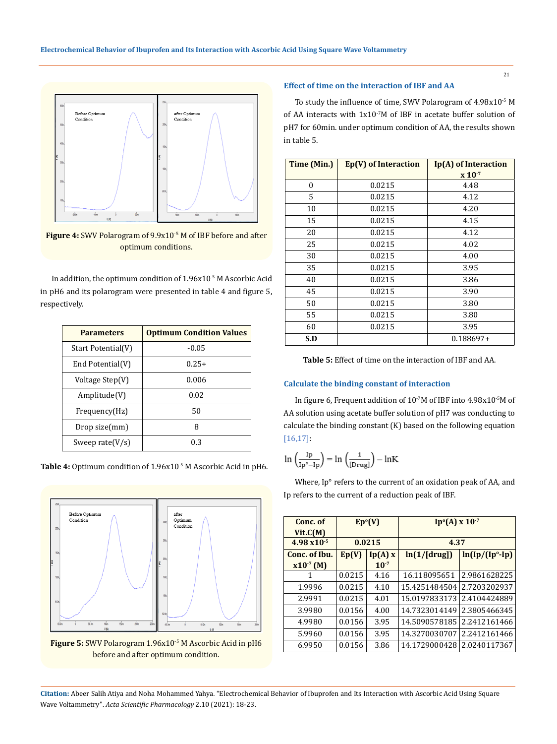Figure 4: SWV Polarogram of $9.9\times10^{-5}$ M of IBF before and after optimum conditions.

In addition, the optimum condition of $1.96\times10^{-5}$ M Ascorbic Acid in pH6 and its polarogram were presented in table 4 and figure 5, respectively.

| Parameters | Optimum Condition Values |
|---|---|
| Start Potential(V) | -0.05 |
| End Potential(V) | 0.25+ |
| Voltage Step(V) | 0.006 |
| Amplitude(V) | 0.02 |
| Frequency(Hz) | 50 |
| Drop size(mm) | 8 |
| Sweep rate(V/s) | 0.3 |

**Table 4:** Optimum condition of $1.96\times10^{-5}$ M Ascorbic Acid in pH6.

**Figure 5:** SWV Polarogram $1.96\times10^{-5}$ M Ascorbic Acid in pH6 before and after optimum condition.

### Effect of time on the interaction of IBF and AA

To study the influence of time, SWV Polarogram of $4.98\times10^{-5}$ M of AA interacts with $1\times10^{-7}$M of IBF in acetate buffer solution of pH7 for 60min. under optimum condition of AA, the results shown in table 5.

| Time (Min.) | Ep(V) of Interaction | Ip(A) of Interaction x $10^{-7}$ |
|---|---|---|
| 0 | 0.0215 | 4.48 |
| 5 | 0.0215 | 4.12 |
| 10 | 0.0215 | 4.20 |
| 15 | 0.0215 | 4.15 |
| 20 | 0.0215 | 4.12 |
| 25 | 0.0215 | 4.02 |
| 30 | 0.0215 | 4.00 |
| 35 | 0.0215 | 3.95 |
| 40 | 0.0215 | 3.86 |
| 45 | 0.0215 | 3.90 |
| 50 | 0.0215 | 3.80 |
| 55 | 0.0215 | 3.80 |
| 60 | 0.0215 | 3.95 |
| **S.D** | | 0.188697± |

**Table 5:** Effect of time on the interaction of IBF and AA.

### Calculate the binding constant of interaction

In figure 6, Frequent addition of $10^{-7}$M of IBF into $4.98\times10^{-5}$M of AA solution using acetate buffer solution of pH7 was conducting to calculate the binding constant (K) based on the following equation [16,17]:

$$\ln\left(\frac{Ip}{Ip^{o}-Ip}\right)=\ln\left(\frac{1}{[Drug]}\right)-\ln K$$

Where, Ip° refers to the current of an oxidation peak of AA, and Ip refers to the current of a reduction peak of IBF.

| Conc. of Vit.C(M) | Ep°(V) | | Ip°(A) x $10^{-7}$ | |
|---|---|---|---|---|
| **4.98 x$10^{-5}$** | **0.0215** | | **4.37** | |
| **Conc. of Ibu. x$10^{-7}$ (M)** | **Ep(V)** | **Ip(A) x $10^{-7}$** | **ln(1/[drug])** | **ln(Ip/(Ip°-Ip)** |
| 1 | 0.0215 | 4.16 | 16.118095651 | 2.9861628225 |
| 1.9996 | 0.0215 | 4.10 | 15.4251484504 | 2.7203202937 |
| 2.9991 | 0.0215 | 4.01 | 15.0197833173 | 2.4104424889 |
| 3.9980 | 0.0156 | 4.00 | 14.7323014149 | 2.3805466345 |
| 4.9980 | 0.0156 | 3.95 | 14.5090578185 | 2.2412161466 |
| 5.9960 | 0.0156 | 3.95 | 14.3270030707 | 2.2412161466 |
| 6.9950 | 0.0156 | 3.86 | 14.1729000428 | 2.0240117367 |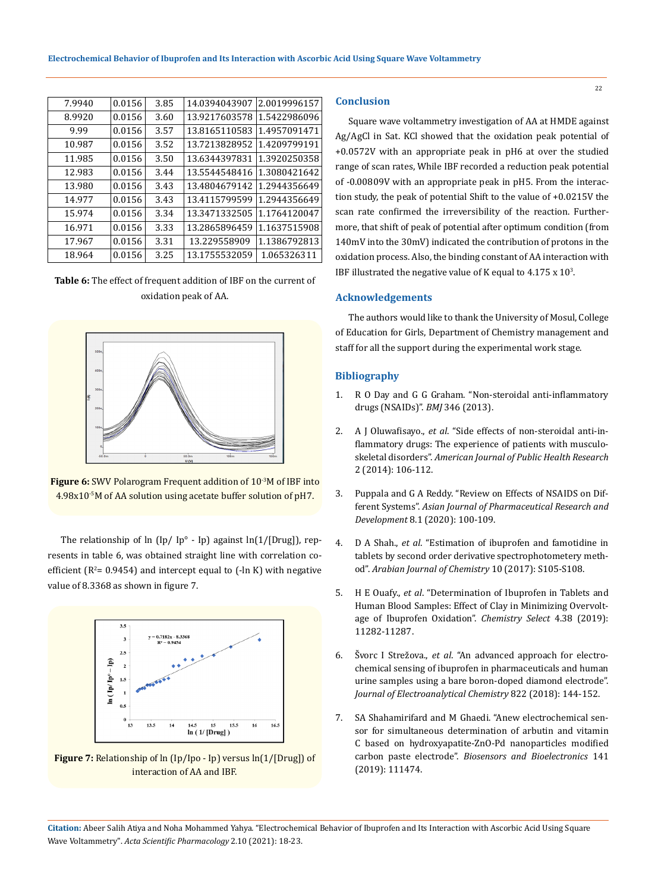| 7.9940 | 0.0156 | 3.85 | 14.0394043907 | 2.0019996157 |
|---|---|---|---|---|
| 8.9920 | 0.0156 | 3.60 | 13.9217603578 | 1.5422986096 |
| 9.99 | 0.0156 | 3.57 | 13.8165110583 | 1.4957091471 |
| 10.987 | 0.0156 | 3.52 | 13.7213828952 | 1.4209799191 |
| 11.985 | 0.0156 | 3.50 | 13.6344397831 | 1.3920250358 |
| 12.983 | 0.0156 | 3.44 | 13.5544548416 | 1.3080421642 |
| 13.980 | 0.0156 | 3.43 | 13.4804679142 | 1.2944356649 |
| 14.977 | 0.0156 | 3.43 | 13.4115799599 | 1.2944356649 |
| 15.974 | 0.0156 | 3.34 | 13.3471332505 | 1.1764120047 |
| 16.971 | 0.0156 | 3.33 | 13.2865896459 | 1.1637515908 |
| 17.967 | 0.0156 | 3.31 | 13.229558909 | 1.1386792813 |
| 18.964 | 0.0156 | 3.25 | 13.1755532059 | 1.065326311 |

**Table 6:** The effect of frequent addition of IBF on the current of oxidation peak of AA.

**Figure 6:** SWV Polarogram Frequent addition of $10^{-3}$M of IBF into $4.98\times10^{-5}$M of AA solution using acetate buffer solution of pH7.

The relationship of ln (Ip/ Ip° - Ip) against ln(1/[Drug]), represents in table 6, was obtained straight line with correlation coefficient ($R^2$= 0.9454) and intercept equal to (-ln K) with negative value of 8.3368 as shown in figure 7.

**Figure 7:** Relationship of ln (Ip/Ipo - Ip) versus ln(1/[Drug]) of interaction of AA and IBF.

## Conclusion

Square wave voltammetry investigation of AA at HMDE against Ag/AgCl in Sat. KCl showed that the oxidation peak potential of +0.0572V with an appropriate peak in pH6 at over the studied range of scan rates, While IBF recorded a reduction peak potential of -0.00809V with an appropriate peak in pH5. From the interaction study, the peak of potential Shift to the value of +0.0215V the scan rate confirmed the irreversibility of the reaction. Furthermore, that shift of peak of potential after optimum condition (from 140mV into the 30mV) indicated the contribution of protons in the oxidation process. Also, the binding constant of AA interaction with IBF illustrated the negative value of K equal to $4.175 \times 10^3$.

## Acknowledgements

The authors would like to thank the University of Mosul, College of Education for Girls, Department of Chemistry management and staff for all the support during the experimental work stage.

## Bibliography

1. R O Day and G G Graham. "Non-steroidal anti-inflammatory drugs (NSAIDs)". *BMJ* 346 (2013).
2. A J Oluwafisayo., *et al*. "Side effects of non-steroidal anti-inflammatory drugs: The experience of patients with musculoskeletal disorders". *American Journal of Public Health Research* 2 (2014): 106-112.
3. Puppala and G A Reddy. "Review on Effects of NSAIDS on Different Systems". *Asian Journal of Pharmaceutical Research and Development* 8.1 (2020): 100-109.
4. D A Shah., *et al*. "Estimation of ibuprofen and famotidine in tablets by second order derivative spectrophotometery method". *Arabian Journal of Chemistry* 10 (2017): S105-S108.
5. H E Ouafy., *et al*. "Determination of Ibuprofen in Tablets and Human Blood Samples: Effect of Clay in Minimizing Overvoltage of Ibuprofen Oxidation". *Chemistry Select* 4.38 (2019): 11282-11287.
6. Švorc I Strežova., *et al*. "An advanced approach for electrochemical sensing of ibuprofen in pharmaceuticals and human urine samples using a bare boron-doped diamond electrode". *Journal of Electroanalytical Chemistry* 822 (2018): 144-152.
7. SA Shahamirifard and M Ghaedi. "Anew electrochemical sensor for simultaneous determination of arbutin and vitamin C based on hydroxyapatite-ZnO-Pd nanoparticles modified carbon paste electrode". *Biosensors and Bioelectronics* 141 (2019): 111474.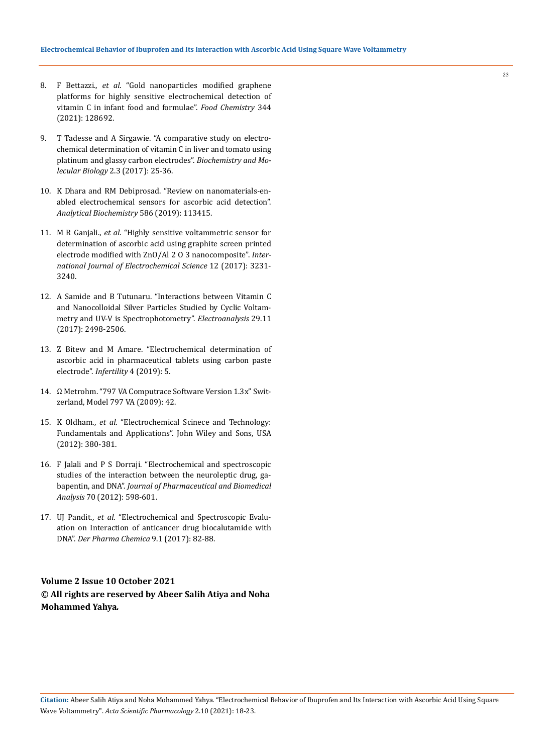8. F Bettazzi., *et al*. "Gold nanoparticles modified graphene platforms for highly sensitive electrochemical detection of vitamin C in infant food and formulae". *Food Chemistry* 344 (2021): 128692.

9. T Tadesse and A Sirgawie. "A comparative study on electrochemical determination of vitamin C in liver and tomato using platinum and glassy carbon electrodes". *Biochemistry and Molecular Biology* 2.3 (2017): 25-36.

10. K Dhara and RM Debiprosad. "Review on nanomaterials-enabled electrochemical sensors for ascorbic acid detection". *Analytical Biochemistry* 586 (2019): 113415.

11. M R Ganjali., *et al*. "Highly sensitive voltammetric sensor for determination of ascorbic acid using graphite screen printed electrode modified with ZnO/Al 2 O 3 nanocomposite". *International Journal of Electrochemical Science* 12 (2017): 3231-3240.

12. A Samide and B Tutunaru. "Interactions between Vitamin C and Nanocolloidal Silver Particles Studied by Cyclic Voltammetry and UV-V is Spectrophotometry". *Electroanalysis* 29.11 (2017): 2498-2506.

13. Z Bitew and M Amare. "Electrochemical determination of ascorbic acid in pharmaceutical tablets using carbon paste electrode". *Infertility* 4 (2019): 5.

14. Ω Metrohm. "797 VA Computrace Software Version 1.3x" Switzerland, Model 797 VA (2009): 42.

15. K Oldham., *et al*. "Electrochemical Scinece and Technology: Fundamentals and Applications". John Wiley and Sons, USA (2012): 380-381.

16. F Jalali and P S Dorraji. "Electrochemical and spectroscopic studies of the interaction between the neuroleptic drug, gabapentin, and DNA". *Journal of Pharmaceutical and Biomedical Analysis* 70 (2012): 598-601.

17. UJ Pandit., *et al*. "Electrochemical and Spectroscopic Evaluation on Interaction of anticancer drug biocalutamide with DNA". *Der Pharma Chemica* 9.1 (2017): 82-88.

**Volume 2 Issue 10 October 2021**
**© All rights are reserved by Abeer Salih Atiya and Noha Mohammed Yahya.**